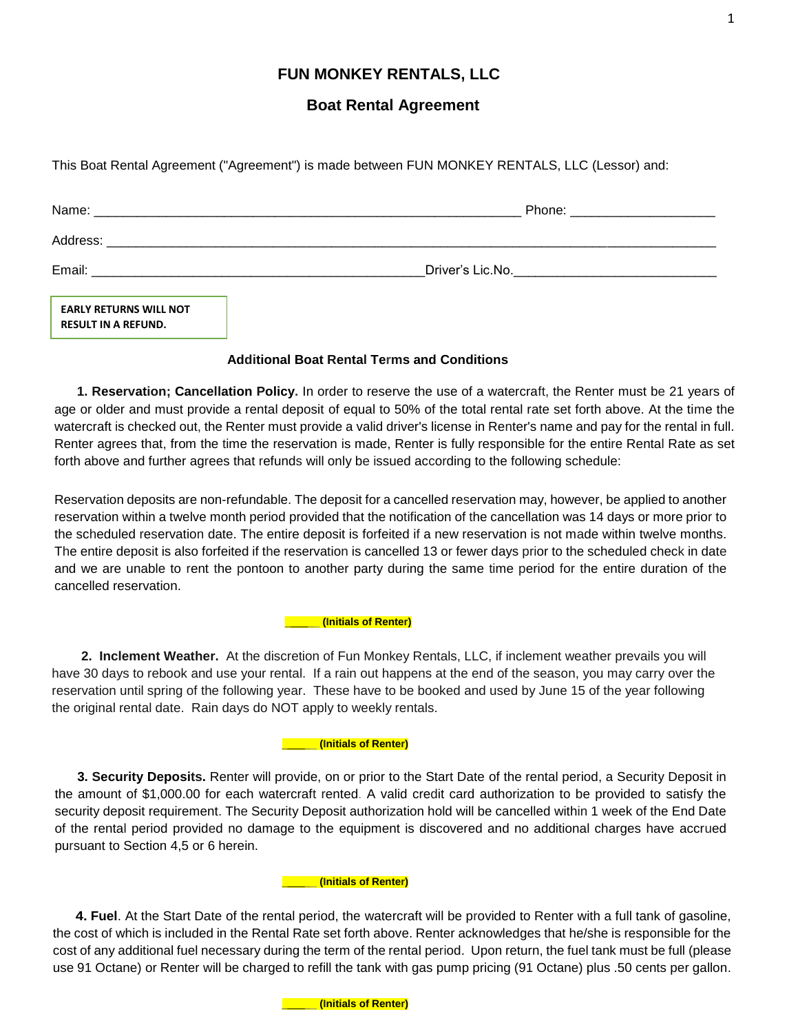# FUN MONKEY RENTALS, LLC

## Boat Rental Agreement

This Boat Rental Agreement ("Agreement") is made between FUN MONKEY RENTALS, LLC (Lessor) and:

Name: ___________________________________________________________ Phone: ____________________

Address: ___________________________________________________________________________________

Email: _______________________________________________Driver's Lic.No.___________________________

**EARLY RETURNS WILL NOT RESULT IN A REFUND.**

**Additional Boat Rental Terms and Conditions**

**1. Reservation; Cancellation Policy.** In order to reserve the use of a watercraft, the Renter must be 21 years of age or older and must provide a rental deposit of equal to 50% of the total rental rate set forth above. At the time the watercraft is checked out, the Renter must provide a valid driver's license in Renter's name and pay for the rental in full. Renter agrees that, from the time the reservation is made, Renter is fully responsible for the entire Rental Rate as set forth above and further agrees that refunds will only be issued according to the following schedule:

Reservation deposits are non-refundable. The deposit for a cancelled reservation may, however, be applied to another reservation within a twelve month period provided that the notification of the cancellation was 14 days or more prior to the scheduled reservation date. The entire deposit is forfeited if a new reservation is not made within twelve months. The entire deposit is also forfeited if the reservation is cancelled 13 or fewer days prior to the scheduled check in date and we are unable to rent the pontoon to another party during the same time period for the entire duration of the cancelled reservation.

_____ **(Initials of Renter)**

**2. Inclement Weather.** At the discretion of Fun Monkey Rentals, LLC, if inclement weather prevails you will have 30 days to rebook and use your rental. If a rain out happens at the end of the season, you may carry over the reservation until spring of the following year. These have to be booked and used by June 15 of the year following the original rental date. Rain days do NOT apply to weekly rentals.

_____ **(Initials of Renter)**

**3. Security Deposits.** Renter will provide, on or prior to the Start Date of the rental period, a Security Deposit in the amount of $1,000.00 for each watercraft rented. A valid credit card authorization to be provided to satisfy the security deposit requirement. The Security Deposit authorization hold will be cancelled within 1 week of the End Date of the rental period provided no damage to the equipment is discovered and no additional charges have accrued pursuant to Section 4,5 or 6 herein.

_____ **(Initials of Renter)**

**4. Fuel**. At the Start Date of the rental period, the watercraft will be provided to Renter with a full tank of gasoline, the cost of which is included in the Rental Rate set forth above. Renter acknowledges that he/she is responsible for the cost of any additional fuel necessary during the term of the rental period. Upon return, the fuel tank must be full (please use 91 Octane) or Renter will be charged to refill the tank with gas pump pricing (91 Octane) plus .50 cents per gallon.

_____ **(Initials of Renter)**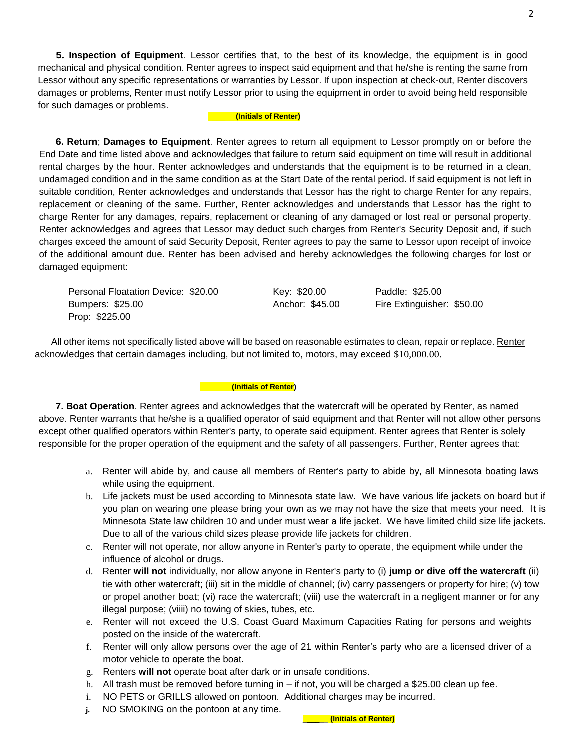**5. Inspection of Equipment**. Lessor certifies that, to the best of its knowledge, the equipment is in good mechanical and physical condition. Renter agrees to inspect said equipment and that he/she is renting the same from Lessor without any specific representations or warranties by Lessor. If upon inspection at check-out, Renter discovers damages or problems, Renter must notify Lessor prior to using the equipment in order to avoid being held responsible for such damages or problems.

_____ **(Initials of Renter)**

**6. Return**; **Damages to Equipment**. Renter agrees to return all equipment to Lessor promptly on or before the End Date and time listed above and acknowledges that failure to return said equipment on time will result in additional rental charges by the hour. Renter acknowledges and understands that the equipment is to be returned in a clean, undamaged condition and in the same condition as at the Start Date of the rental period. If said equipment is not left in suitable condition, Renter acknowledges and understands that Lessor has the right to charge Renter for any repairs, replacement or cleaning of the same. Further, Renter acknowledges and understands that Lessor has the right to charge Renter for any damages, repairs, replacement or cleaning of any damaged or lost real or personal property. Renter acknowledges and agrees that Lessor may deduct such charges from Renter's Security Deposit and, if such charges exceed the amount of said Security Deposit, Renter agrees to pay the same to Lessor upon receipt of invoice of the additional amount due. Renter has been advised and hereby acknowledges the following charges for lost or damaged equipment:

| | | |
|---|---|---|
| Personal Floatation Device: $20.00 | Key: $20.00 | Paddle: $25.00 |
| Bumpers: $25.00 | Anchor: $45.00 | Fire Extinguisher: $50.00 |
| Prop: $225.00 | | |

All other items not specifically listed above will be based on reasonable estimates to clean, repair or replace. Renter acknowledges that certain damages including, but not limited to, motors, may exceed $10,000.00.

______ **(Initials of Renter)**

**7. Boat Operation**. Renter agrees and acknowledges that the watercraft will be operated by Renter, as named above. Renter warrants that he/she is a qualified operator of said equipment and that Renter will not allow other persons except other qualified operators within Renter's party, to operate said equipment. Renter agrees that Renter is solely responsible for the proper operation of the equipment and the safety of all passengers. Further, Renter agrees that:

a. Renter will abide by, and cause all members of Renter's party to abide by, all Minnesota boating laws while using the equipment.
b. Life jackets must be used according to Minnesota state law. We have various life jackets on board but if you plan on wearing one please bring your own as we may not have the size that meets your need. It is Minnesota State law children 10 and under must wear a life jacket. We have limited child size life jackets. Due to all of the various child sizes please provide life jackets for children.
c. Renter will not operate, nor allow anyone in Renter's party to operate, the equipment while under the influence of alcohol or drugs.
d. Renter **will not** individually, nor allow anyone in Renter's party to (i) **jump or dive off the watercraft** (ii) tie with other watercraft; (iii) sit in the middle of channel; (iv) carry passengers or property for hire; (v) tow or propel another boat; (vi) race the watercraft; (viii) use the watercraft in a negligent manner or for any illegal purpose; (viiii) no towing of skies, tubes, etc.
e. Renter will not exceed the U.S. Coast Guard Maximum Capacities Rating for persons and weights posted on the inside of the watercraft.
f. Renter will only allow persons over the age of 21 within Renter's party who are a licensed driver of a motor vehicle to operate the boat.
g. Renters **will not** operate boat after dark or in unsafe conditions.
h. All trash must be removed before turning in – if not, you will be charged a $25.00 clean up fee.
i. NO PETS or GRILLS allowed on pontoon. Additional charges may be incurred.
j. NO SMOKING on the pontoon at any time.

_____ **(Initials of Renter)**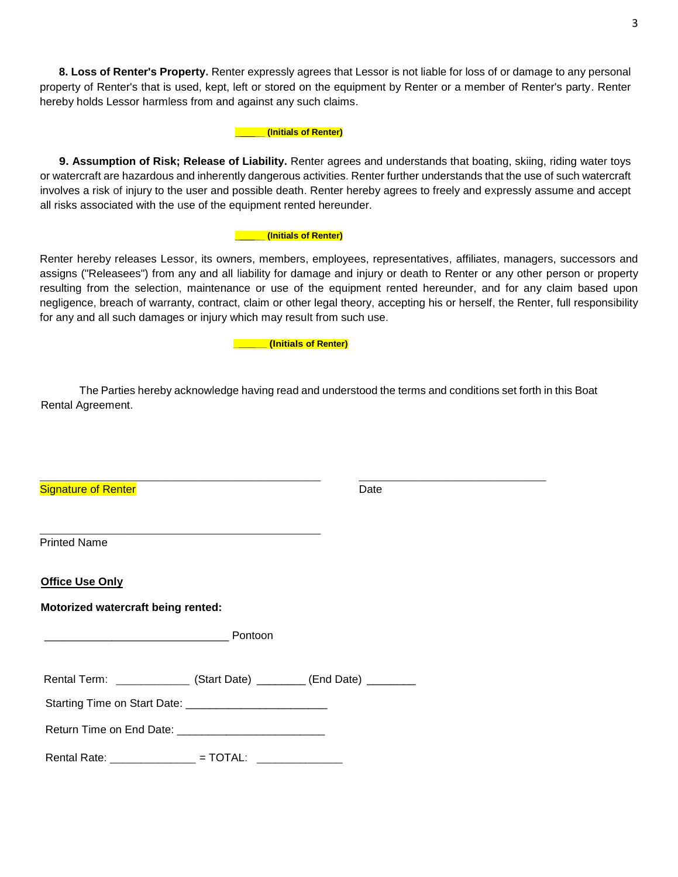**8. Loss of Renter's Property.** Renter expressly agrees that Lessor is not liable for loss of or damage to any personal property of Renter's that is used, kept, left or stored on the equipment by Renter or a member of Renter's party. Renter hereby holds Lessor harmless from and against any such claims.

_____ **(Initials of Renter)**

**9. Assumption of Risk; Release of Liability.** Renter agrees and understands that boating, skiing, riding water toys or watercraft are hazardous and inherently dangerous activities. Renter further understands that the use of such watercraft involves a risk of injury to the user and possible death. Renter hereby agrees to freely and expressly assume and accept all risks associated with the use of the equipment rented hereunder.

_____ **(Initials of Renter)**

Renter hereby releases Lessor, its owners, members, employees, representatives, affiliates, managers, successors and assigns ("Releasees") from any and all liability for damage and injury or death to Renter or any other person or property resulting from the selection, maintenance or use of the equipment rented hereunder, and for any claim based upon negligence, breach of warranty, contract, claim or other legal theory, accepting his or herself, the Renter, full responsibility for any and all such damages or injury which may result from such use.

______ **(Initials of Renter)**

The Parties hereby acknowledge having read and understood the terms and conditions set forth in this Boat Rental Agreement.

_____________________________________________ _______________________________

Signature of Renter Date

_____________________________________________

Printed Name

**Office Use Only**

**Motorized watercraft being rented:**

______________________________ Pontoon

Rental Term: ____________ (Start Date) ________ (End Date) ________

Starting Time on Start Date: ______________________

Return Time on End Date: ________________________

Rental Rate: ______________ = TOTAL: ______________